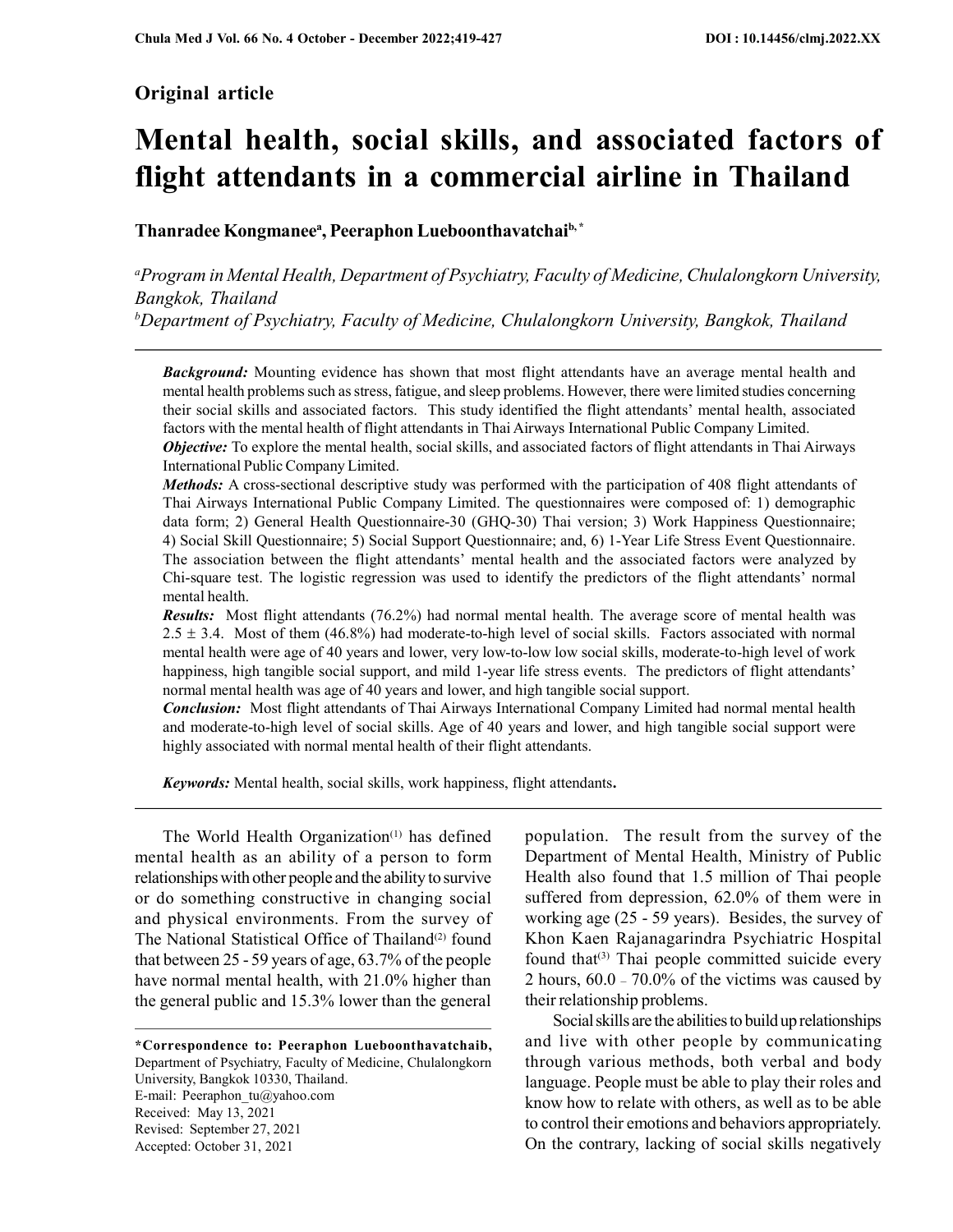**Original article**

# Mental health, social skills, and associated factors of flight attendants in a commercial airline in Thailand

**Thanradee Kongmanee[a], Peeraphon Lueboonthavatchai[b,*]**

[a]*Program in Mental Health, Department of Psychiatry, Faculty of Medicine, Chulalongkorn University, Bangkok, Thailand*

[b]*Department of Psychiatry, Faculty of Medicine, Chulalongkorn University, Bangkok, Thailand*

***Background:*** Mounting evidence has shown that most flight attendants have an average mental health and mental health problems such as stress, fatigue, and sleep problems. However, there were limited studies concerning their social skills and associated factors. This study identified the flight attendants' mental health, associated factors with the mental health of flight attendants in Thai Airways International Public Company Limited.

***Objective:*** To explore the mental health, social skills, and associated factors of flight attendants in Thai Airways International Public Company Limited.

***Methods:*** A cross-sectional descriptive study was performed with the participation of 408 flight attendants of Thai Airways International Public Company Limited. The questionnaires were composed of: 1) demographic data form; 2) General Health Questionnaire-30 (GHQ-30) Thai version; 3) Work Happiness Questionnaire; 4) Social Skill Questionnaire; 5) Social Support Questionnaire; and, 6) 1-Year Life Stress Event Questionnaire. The association between the flight attendants' mental health and the associated factors were analyzed by Chi-square test. The logistic regression was used to identify the predictors of the flight attendants' normal mental health.

***Results:*** Most flight attendants (76.2%) had normal mental health. The average score of mental health was 2.5 ± 3.4. Most of them (46.8%) had moderate-to-high level of social skills. Factors associated with normal mental health were age of 40 years and lower, very low-to-low low social skills, moderate-to-high level of work happiness, high tangible social support, and mild 1-year life stress events. The predictors of flight attendants' normal mental health was age of 40 years and lower, and high tangible social support.

***Conclusion:*** Most flight attendants of Thai Airways International Company Limited had normal mental health and moderate-to-high level of social skills. Age of 40 years and lower, and high tangible social support were highly associated with normal mental health of their flight attendants.

***Keywords:*** Mental health, social skills, work happiness, flight attendants**.**

---

The World Health Organization[1] has defined mental health as an ability of a person to form relationships with other people and the ability to survive or do something constructive in changing social and physical environments. From the survey of The National Statistical Office of Thailand[2] found that between 25 - 59 years of age, 63.7% of the people have normal mental health, with 21.0% higher than the general public and 15.3% lower than the general population. The result from the survey of the Department of Mental Health, Ministry of Public Health also found that 1.5 million of Thai people suffered from depression, 62.0% of them were in working age (25 - 59 years). Besides, the survey of Khon Kaen Rajanagarindra Psychiatric Hospital found that[3] Thai people committed suicide every 2 hours, 60.0 – 70.0% of the victims was caused by their relationship problems.

Social skills are the abilities to build up relationships and live with other people by communicating through various methods, both verbal and body language. People must be able to play their roles and know how to relate with others, as well as to be able to control their emotions and behaviors appropriately. On the contrary, lacking of social skills negatively

---

**\*Correspondence to: Peeraphon Lueboonthavatchaib,** Department of Psychiatry, Faculty of Medicine, Chulalongkorn University, Bangkok 10330, Thailand.
E-mail: Peeraphon_tu@yahoo.com
Received: May 13, 2021
Revised: September 27, 2021
Accepted: October 31, 2021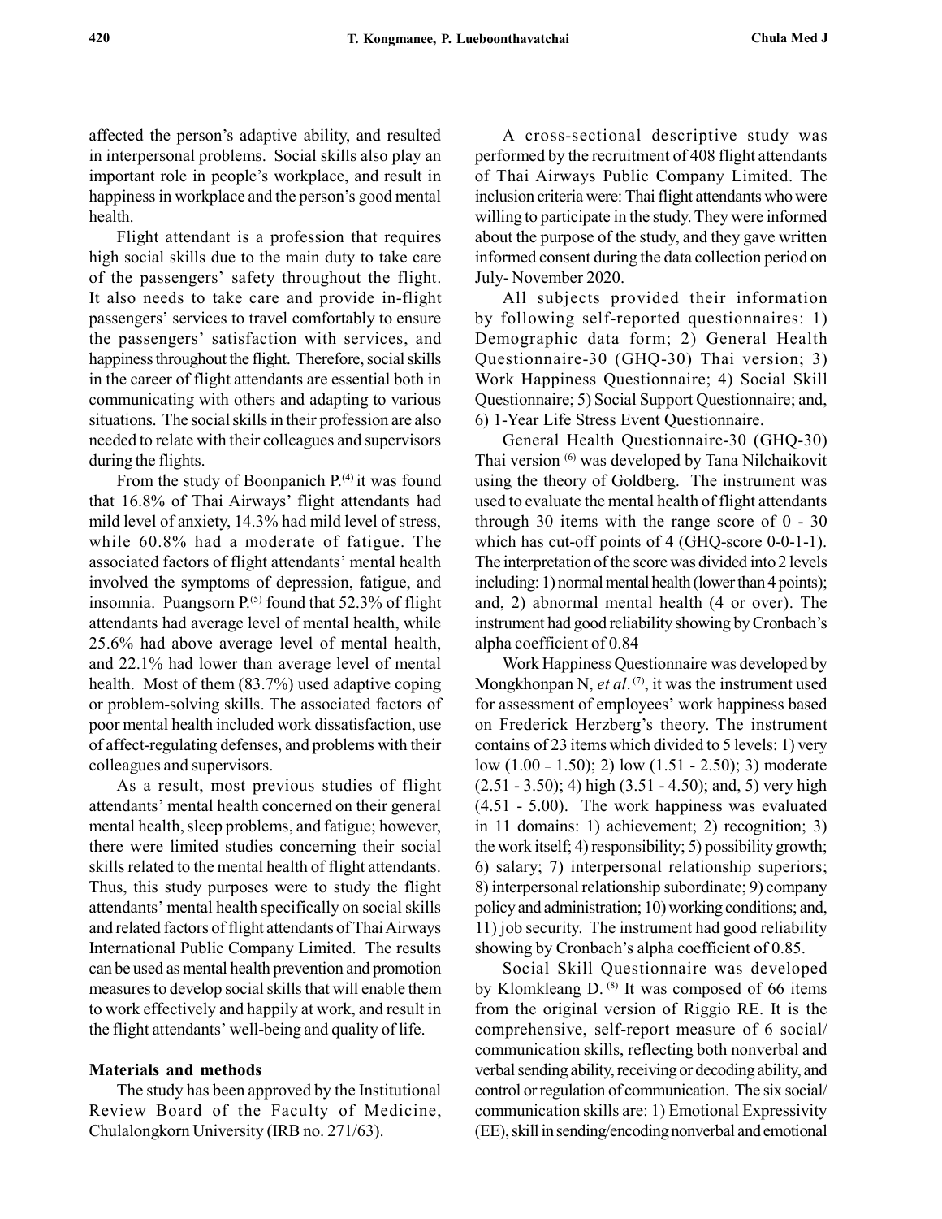affected the person's adaptive ability, and resulted in interpersonal problems. Social skills also play an important role in people's workplace, and result in happiness in workplace and the person's good mental health.

Flight attendant is a profession that requires high social skills due to the main duty to take care of the passengers' safety throughout the flight. It also needs to take care and provide in-flight passengers' services to travel comfortably to ensure the passengers' satisfaction with services, and happiness throughout the flight. Therefore, social skills in the career of flight attendants are essential both in communicating with others and adapting to various situations. The social skills in their profession are also needed to relate with their colleagues and supervisors during the flights.

From the study of Boonpanich P.[4] it was found that 16.8% of Thai Airways' flight attendants had mild level of anxiety, 14.3% had mild level of stress, while 60.8% had a moderate of fatigue. The associated factors of flight attendants' mental health involved the symptoms of depression, fatigue, and insomnia. Puangsorn P.[5] found that 52.3% of flight attendants had average level of mental health, while 25.6% had above average level of mental health, and 22.1% had lower than average level of mental health. Most of them (83.7%) used adaptive coping or problem-solving skills. The associated factors of poor mental health included work dissatisfaction, use of affect-regulating defenses, and problems with their colleagues and supervisors.

As a result, most previous studies of flight attendants' mental health concerned on their general mental health, sleep problems, and fatigue; however, there were limited studies concerning their social skills related to the mental health of flight attendants. Thus, this study purposes were to study the flight attendants' mental health specifically on social skills and related factors of flight attendants of Thai Airways International Public Company Limited. The results can be used as mental health prevention and promotion measures to develop social skills that will enable them to work effectively and happily at work, and result in the flight attendants' well-being and quality of life.

## Materials and methods

The study has been approved by the Institutional Review Board of the Faculty of Medicine, Chulalongkorn University (IRB no. 271/63).

A cross-sectional descriptive study was performed by the recruitment of 408 flight attendants of Thai Airways Public Company Limited. The inclusion criteria were: Thai flight attendants who were willing to participate in the study. They were informed about the purpose of the study, and they gave written informed consent during the data collection period on July- November 2020.

All subjects provided their information by following self-reported questionnaires: 1) Demographic data form; 2) General Health Questionnaire-30 (GHQ-30) Thai version; 3) Work Happiness Questionnaire; 4) Social Skill Questionnaire; 5) Social Support Questionnaire; and, 6) 1-Year Life Stress Event Questionnaire.

General Health Questionnaire-30 (GHQ-30) Thai version [6] was developed by Tana Nilchaikovit using the theory of Goldberg. The instrument was used to evaluate the mental health of flight attendants through 30 items with the range score of 0 - 30 which has cut-off points of 4 (GHQ-score 0-0-1-1). The interpretation of the score was divided into 2 levels including: 1) normal mental health (lower than 4 points); and, 2) abnormal mental health (4 or over). The instrument had good reliability showing by Cronbach's alpha coefficient of 0.84

Work Happiness Questionnaire was developed by Mongkhonpan N, *et al*. [7], it was the instrument used for assessment of employees' work happiness based on Frederick Herzberg's theory. The instrument contains of 23 items which divided to 5 levels: 1) very low (1.00 – 1.50); 2) low (1.51 - 2.50); 3) moderate (2.51 - 3.50); 4) high (3.51 - 4.50); and, 5) very high (4.51 - 5.00). The work happiness was evaluated in 11 domains: 1) achievement; 2) recognition; 3) the work itself; 4) responsibility; 5) possibility growth; 6) salary; 7) interpersonal relationship superiors; 8) interpersonal relationship subordinate; 9) company policy and administration; 10) working conditions; and, 11) job security. The instrument had good reliability showing by Cronbach's alpha coefficient of 0.85.

Social Skill Questionnaire was developed by Klomkleang D. [8] It was composed of 66 items from the original version of Riggio RE. It is the comprehensive, self-report measure of 6 social/communication skills, reflecting both nonverbal and verbal sending ability, receiving or decoding ability, and control or regulation of communication. The six social/communication skills are: 1) Emotional Expressivity (EE), skill in sending/encoding nonverbal and emotional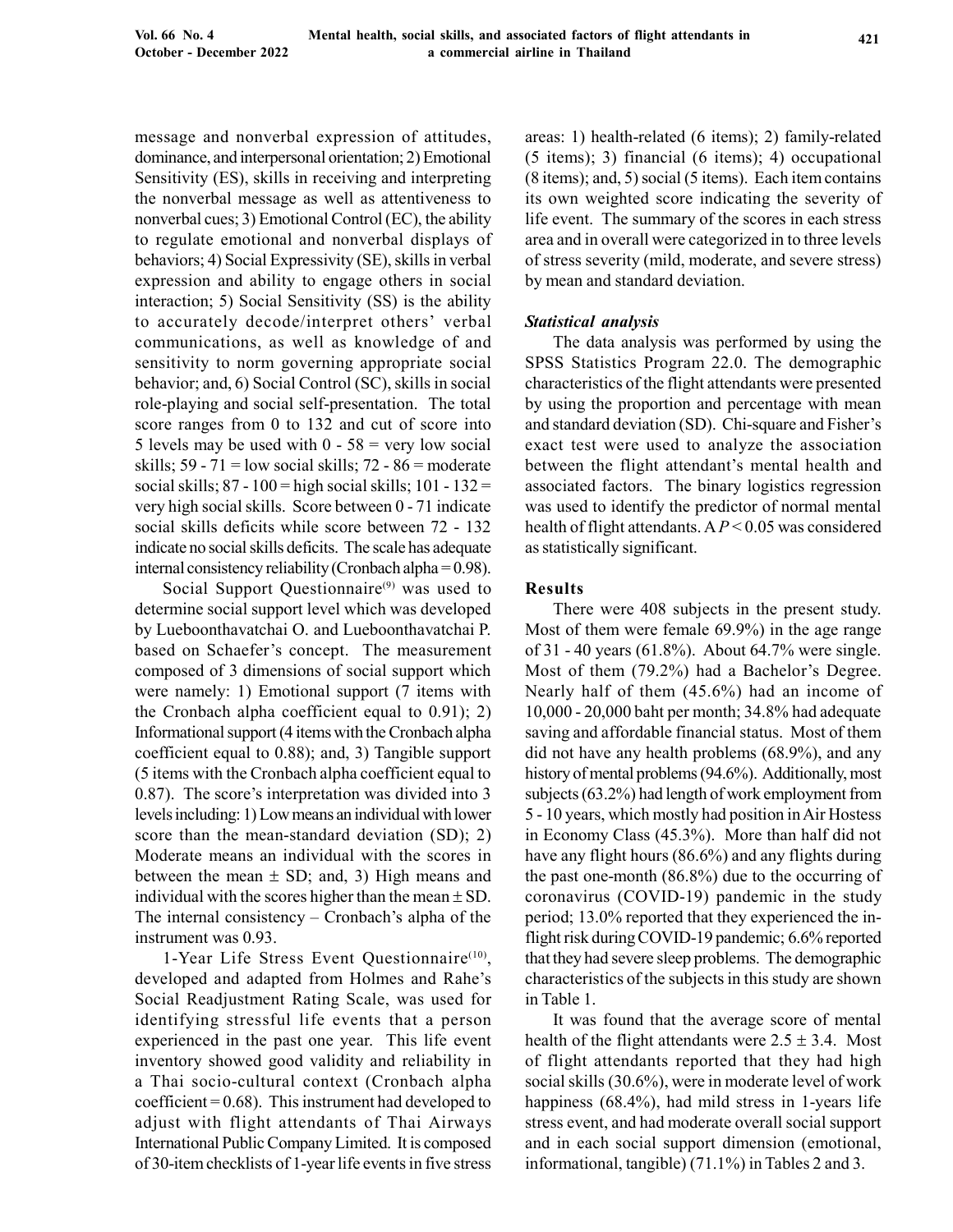message and nonverbal expression of attitudes, dominance, and interpersonal orientation; 2) Emotional Sensitivity (ES), skills in receiving and interpreting the nonverbal message as well as attentiveness to nonverbal cues; 3) Emotional Control (EC), the ability to regulate emotional and nonverbal displays of behaviors; 4) Social Expressivity (SE), skills in verbal expression and ability to engage others in social interaction; 5) Social Sensitivity (SS) is the ability to accurately decode/interpret others' verbal communications, as well as knowledge of and sensitivity to norm governing appropriate social behavior; and, 6) Social Control (SC), skills in social role-playing and social self-presentation. The total score ranges from 0 to 132 and cut of score into 5 levels may be used with 0 - 58 = very low social skills; 59 - 71 = low social skills; 72 - 86 = moderate social skills; 87 - 100 = high social skills; 101 - 132 = very high social skills. Score between 0 - 71 indicate social skills deficits while score between 72 - 132 indicate no social skills deficits. The scale has adequate internal consistency reliability (Cronbach alpha = 0.98).

Social Support Questionnaire[9] was used to determine social support level which was developed by Lueboonthavatchai O. and Lueboonthavatchai P. based on Schaefer's concept. The measurement composed of 3 dimensions of social support which were namely: 1) Emotional support (7 items with the Cronbach alpha coefficient equal to 0.91); 2) Informational support (4 items with the Cronbach alpha coefficient equal to 0.88); and, 3) Tangible support (5 items with the Cronbach alpha coefficient equal to 0.87). The score's interpretation was divided into 3 levels including: 1) Low means an individual with lower score than the mean-standard deviation (SD); 2) Moderate means an individual with the scores in between the mean ± SD; and, 3) High means and individual with the scores higher than the mean ± SD. The internal consistency – Cronbach's alpha of the instrument was 0.93.

1-Year Life Stress Event Questionnaire[10], developed and adapted from Holmes and Rahe's Social Readjustment Rating Scale, was used for identifying stressful life events that a person experienced in the past one year. This life event inventory showed good validity and reliability in a Thai socio-cultural context (Cronbach alpha coefficient = 0.68). This instrument had developed to adjust with flight attendants of Thai Airways International Public Company Limited. It is composed of 30-item checklists of 1-year life events in five stress areas: 1) health-related (6 items); 2) family-related (5 items); 3) financial (6 items); 4) occupational (8 items); and, 5) social (5 items). Each item contains its own weighted score indicating the severity of life event. The summary of the scores in each stress area and in overall were categorized in to three levels of stress severity (mild, moderate, and severe stress) by mean and standard deviation.

### *Statistical analysis*

The data analysis was performed by using the SPSS Statistics Program 22.0. The demographic characteristics of the flight attendants were presented by using the proportion and percentage with mean and standard deviation (SD). Chi-square and Fisher's exact test were used to analyze the association between the flight attendant's mental health and associated factors. The binary logistics regression was used to identify the predictor of normal mental health of flight attendants. A $P < 0.05$ was considered as statistically significant.

## Results

There were 408 subjects in the present study. Most of them were female 69.9%) in the age range of 31 - 40 years (61.8%). About 64.7% were single. Most of them (79.2%) had a Bachelor's Degree. Nearly half of them (45.6%) had an income of 10,000 - 20,000 baht per month; 34.8% had adequate saving and affordable financial status. Most of them did not have any health problems (68.9%), and any history of mental problems (94.6%). Additionally, most subjects (63.2%) had length of work employment from 5 - 10 years, which mostly had position in Air Hostess in Economy Class (45.3%). More than half did not have any flight hours (86.6%) and any flights during the past one-month (86.8%) due to the occurring of coronavirus (COVID-19) pandemic in the study period; 13.0% reported that they experienced the in-flight risk during COVID-19 pandemic; 6.6% reported that they had severe sleep problems. The demographic characteristics of the subjects in this study are shown in Table 1.

It was found that the average score of mental health of the flight attendants were 2.5 ± 3.4. Most of flight attendants reported that they had high social skills (30.6%), were in moderate level of work happiness (68.4%), had mild stress in 1-years life stress event, and had moderate overall social support and in each social support dimension (emotional, informational, tangible) (71.1%) in Tables 2 and 3.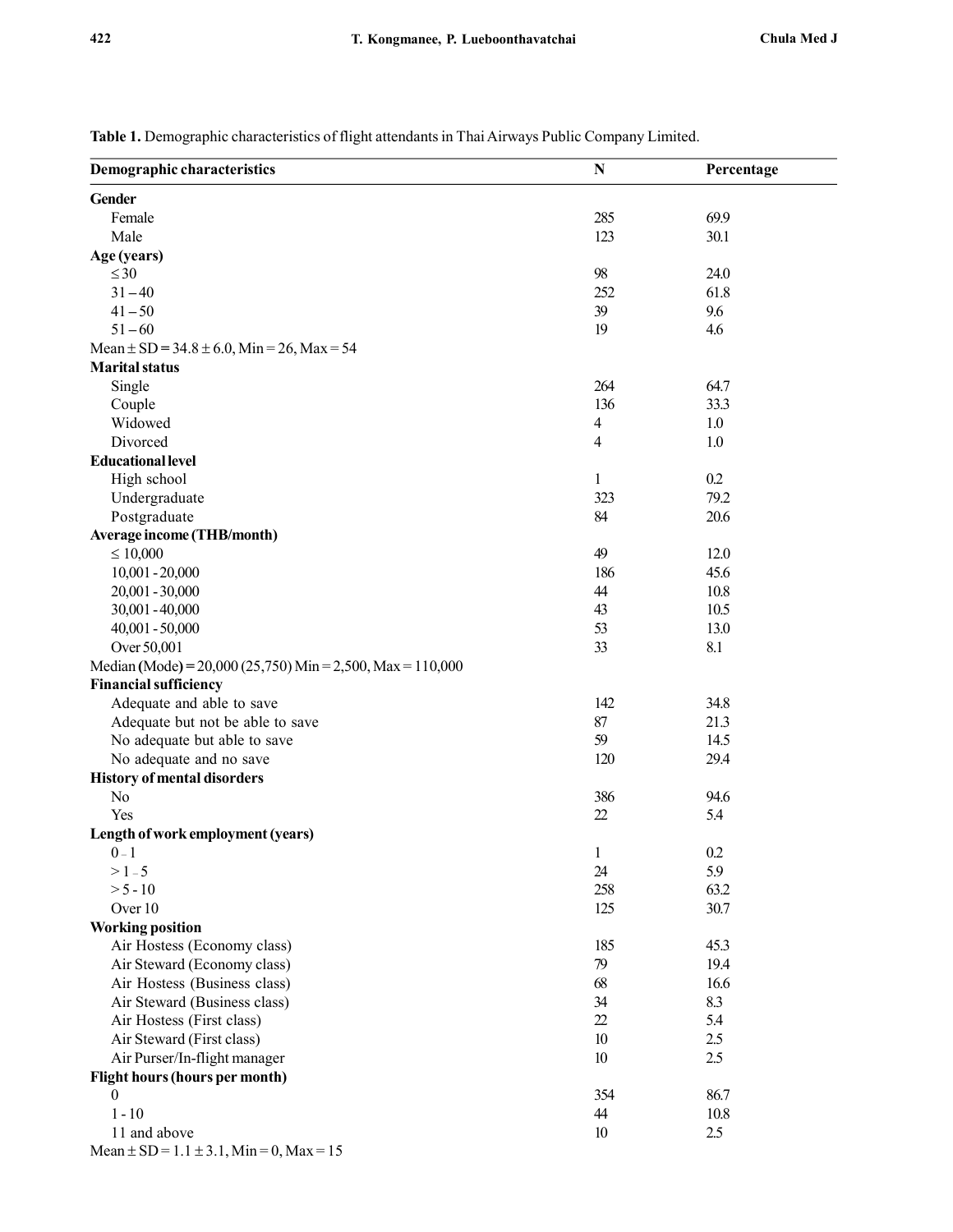**Table 1.** Demographic characteristics of flight attendants in Thai Airways Public Company Limited.

| Demographic characteristics | N | Percentage |
|---|---|---|
| **Gender** | | |
| Female | 285 | 69.9 |
| Male | 123 | 30.1 |
| **Age (years)** | | |
| ≤ 30 | 98 | 24.0 |
| 31 – 40 | 252 | 61.8 |
| 41 – 50 | 39 | 9.6 |
| 51 – 60 | 19 | 4.6 |
| Mean ± SD = 34.8 ± 6.0, Min = 26, Max = 54 | | |
| **Marital status** | | |
| Single | 264 | 64.7 |
| Couple | 136 | 33.3 |
| Widowed | 4 | 1.0 |
| Divorced | 4 | 1.0 |
| **Educational level** | | |
| High school | 1 | 0.2 |
| Undergraduate | 323 | 79.2 |
| Postgraduate | 84 | 20.6 |
| **Average income (THB/month)** | | |
| ≤ 10,000 | 49 | 12.0 |
| 10,001 - 20,000 | 186 | 45.6 |
| 20,001 - 30,000 | 44 | 10.8 |
| 30,001 - 40,000 | 43 | 10.5 |
| 40,001 - 50,000 | 53 | 13.0 |
| Over 50,001 | 33 | 8.1 |
| Median (Mode) = 20,000 (25,750) Min = 2,500, Max = 110,000 | | |
| **Financial sufficiency** | | |
| Adequate and able to save | 142 | 34.8 |
| Adequate but not be able to save | 87 | 21.3 |
| No adequate but able to save | 59 | 14.5 |
| No adequate and no save | 120 | 29.4 |
| **History of mental disorders** | | |
| No | 386 | 94.6 |
| Yes | 22 | 5.4 |
| **Length of work employment (years)** | | |
| 0 – 1 | 1 | 0.2 |
| > 1 – 5 | 24 | 5.9 |
| > 5 - 10 | 258 | 63.2 |
| Over 10 | 125 | 30.7 |
| **Working position** | | |
| Air Hostess (Economy class) | 185 | 45.3 |
| Air Steward (Economy class) | 79 | 19.4 |
| Air Hostess (Business class) | 68 | 16.6 |
| Air Steward (Business class) | 34 | 8.3 |
| Air Hostess (First class) | 22 | 5.4 |
| Air Steward (First class) | 10 | 2.5 |
| Air Purser/In-flight manager | 10 | 2.5 |
| **Flight hours (hours per month)** | | |
| 0 | 354 | 86.7 |
| 1 - 10 | 44 | 10.8 |
| 11 and above | 10 | 2.5 |
| Mean ± SD = 1.1 ± 3.1, Min = 0, Max = 15 | | |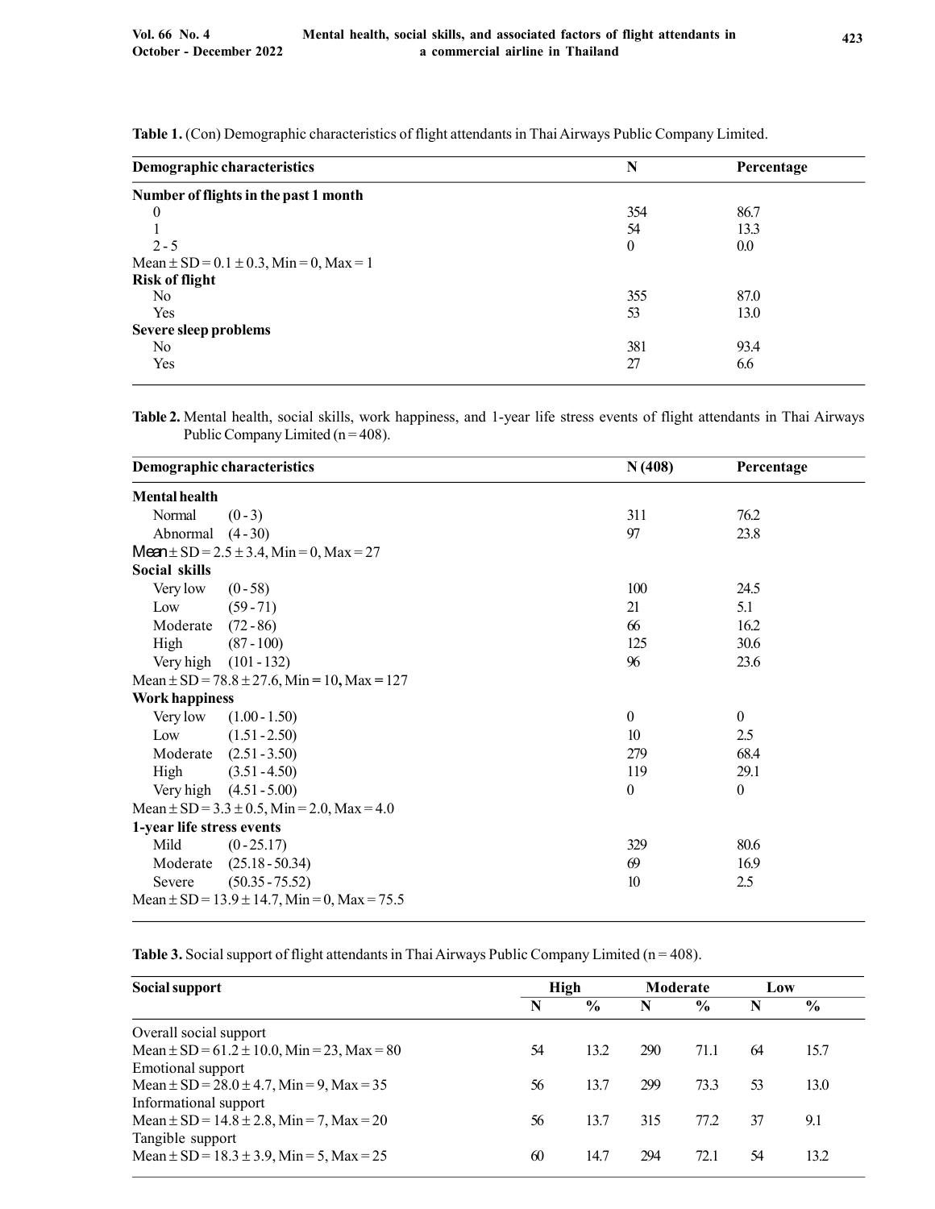**Table 1.** (Con) Demographic characteristics of flight attendants in Thai Airways Public Company Limited.

| Demographic characteristics | N | Percentage |
|---|---|---|
| **Number of flights in the past 1 month** | | |
| 0 | 354 | 86.7 |
| 1 | 54 | 13.3 |
| 2 - 5 | 0 | 0.0 |
| Mean ± SD = 0.1 ± 0.3, Min = 0, Max = 1 | | |
| **Risk of flight** | | |
| No | 355 | 87.0 |
| Yes | 53 | 13.0 |
| **Severe sleep problems** | | |
| No | 381 | 93.4 |
| Yes | 27 | 6.6 |

**Table 2.** Mental health, social skills, work happiness, and 1-year life stress events of flight attendants in Thai Airways Public Company Limited (n = 408).

| Demographic characteristics | N (408) | Percentage |
|---|---|---|
| **Mental health** | | |
| Normal (0 - 3) | 311 | 76.2 |
| Abnormal (4 - 30) | 97 | 23.8 |
| Mean ± SD = 2.5 ± 3.4, Min = 0, Max = 27 | | |
| **Social skills** | | |
| Very low (0 - 58) | 100 | 24.5 |
| Low (59 - 71) | 21 | 5.1 |
| Moderate (72 - 86) | 66 | 16.2 |
| High (87 - 100) | 125 | 30.6 |
| Very high (101 - 132) | 96 | 23.6 |
| Mean ± SD = 78.8 ± 27.6, Min = 10, Max = 127 | | |
| **Work happiness** | | |
| Very low (1.00 - 1.50) | 0 | 0 |
| Low (1.51 - 2.50) | 10 | 2.5 |
| Moderate (2.51 - 3.50) | 279 | 68.4 |
| High (3.51 - 4.50) | 119 | 29.1 |
| Very high (4.51 - 5.00) | 0 | 0 |
| Mean ± SD = 3.3 ± 0.5, Min = 2.0, Max = 4.0 | | |
| **1-year life stress events** | | |
| Mild (0 - 25.17) | 329 | 80.6 |
| Moderate (25.18 - 50.34) | 69 | 16.9 |
| Severe (50.35 - 75.52) | 10 | 2.5 |
| Mean ± SD = 13.9 ± 14.7, Min = 0, Max = 75.5 | | |

**Table 3.** Social support of flight attendants in Thai Airways Public Company Limited (n = 408).

| Social support | High | | Moderate | | Low | |
|---|---|---|---|---|---|---|
| | N | % | N | % | N | % |
| Overall social support<br>Mean ± SD = 61.2 ± 10.0, Min = 23, Max = 80 | 54 | 13.2 | 290 | 71.1 | 64 | 15.7 |
| Emotional support<br>Mean ± SD = 28.0 ± 4.7, Min = 9, Max = 35 | 56 | 13.7 | 299 | 73.3 | 53 | 13.0 |
| Informational support<br>Mean ± SD = 14.8 ± 2.8, Min = 7, Max = 20 | 56 | 13.7 | 315 | 77.2 | 37 | 9.1 |
| Tangible support<br>Mean ± SD = 18.3 ± 3.9, Min = 5, Max = 25 | 60 | 14.7 | 294 | 72.1 | 54 | 13.2 |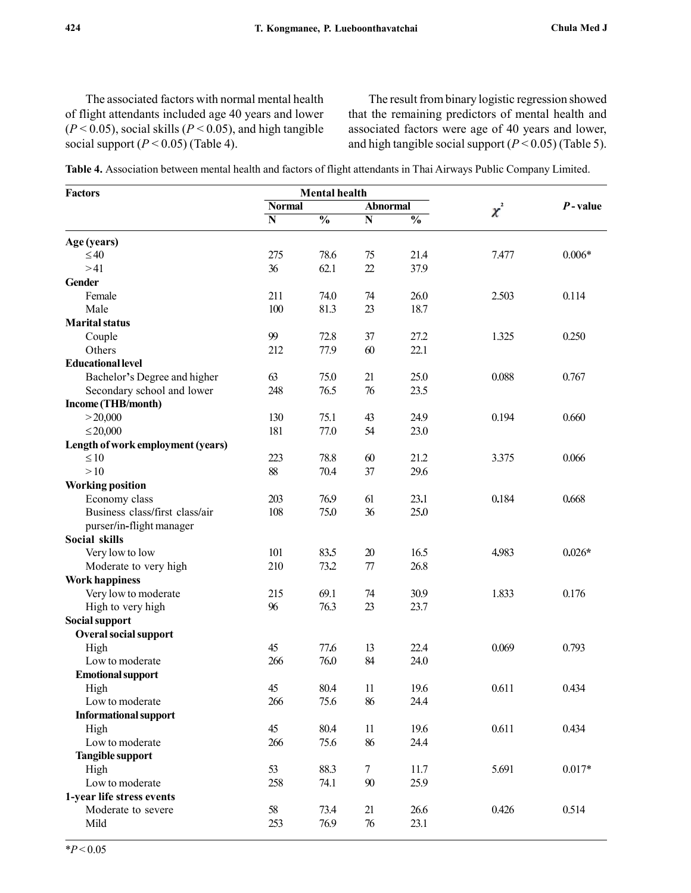The associated factors with normal mental health of flight attendants included age 40 years and lower ($P < 0.05$), social skills ($P < 0.05$), and high tangible social support ($P < 0.05$) (Table 4).

The result from binary logistic regression showed that the remaining predictors of mental health and associated factors were age of 40 years and lower, and high tangible social support ($P < 0.05$) (Table 5).

**Table 4.** Association between mental health and factors of flight attendants in Thai Airways Public Company Limited.

| Factors | Mental health | | | | $\chi^2$ | *P* - value |
|---|---|---|---|---|---|---|
| | Normal | | Abnormal | | | |
| | N | % | N | % | | |
| **Age (years)** | | | | | | |
| ≤ 40 | 275 | 78.6 | 75 | 21.4 | 7.477 | 0.006* |
| > 41 | 36 | 62.1 | 22 | 37.9 | | |
| **Gender** | | | | | | |
| Female | 211 | 74.0 | 74 | 26.0 | 2.503 | 0.114 |
| Male | 100 | 81.3 | 23 | 18.7 | | |
| **Marital status** | | | | | | |
| Couple | 99 | 72.8 | 37 | 27.2 | 1.325 | 0.250 |
| Others | 212 | 77.9 | 60 | 22.1 | | |
| **Educational level** | | | | | | |
| Bachelor's Degree and higher | 63 | 75.0 | 21 | 25.0 | 0.088 | 0.767 |
| Secondary school and lower | 248 | 76.5 | 76 | 23.5 | | |
| **Income (THB/month)** | | | | | | |
| > 20,000 | 130 | 75.1 | 43 | 24.9 | 0.194 | 0.660 |
| ≤ 20,000 | 181 | 77.0 | 54 | 23.0 | | |
| **Length of work employment (years)** | | | | | | |
| ≤ 10 | 223 | 78.8 | 60 | 21.2 | 3.375 | 0.066 |
| > 10 | 88 | 70.4 | 37 | 29.6 | | |
| **Working position** | | | | | | |
| Economy class | 203 | 76.9 | 61 | 23.1 | 0.184 | 0.668 |
| Business class/first class/air purser/in-flight manager | 108 | 75.0 | 36 | 25.0 | | |
| **Social skills** | | | | | | |
| Very low to low | 101 | 83.5 | 20 | 16.5 | 4.983 | 0.026* |
| Moderate to very high | 210 | 73.2 | 77 | 26.8 | | |
| **Work happiness** | | | | | | |
| Very low to moderate | 215 | 69.1 | 74 | 30.9 | 1.833 | 0.176 |
| High to very high | 96 | 76.3 | 23 | 23.7 | | |
| **Social support** | | | | | | |
| **Overal social support** | | | | | | |
| High | 45 | 77.6 | 13 | 22.4 | 0.069 | 0.793 |
| Low to moderate | 266 | 76.0 | 84 | 24.0 | | |
| **Emotional support** | | | | | | |
| High | 45 | 80.4 | 11 | 19.6 | 0.611 | 0.434 |
| Low to moderate | 266 | 75.6 | 86 | 24.4 | | |
| **Informational support** | | | | | | |
| High | 45 | 80.4 | 11 | 19.6 | 0.611 | 0.434 |
| Low to moderate | 266 | 75.6 | 86 | 24.4 | | |
| **Tangible support** | | | | | | |
| High | 53 | 88.3 | 7 | 11.7 | 5.691 | 0.017* |
| Low to moderate | 258 | 74.1 | 90 | 25.9 | | |
| **1-year life stress events** | | | | | | |
| Moderate to severe | 58 | 73.4 | 21 | 26.6 | 0.426 | 0.514 |
| Mild | 253 | 76.9 | 76 | 23.1 | | |

*$P < 0.05$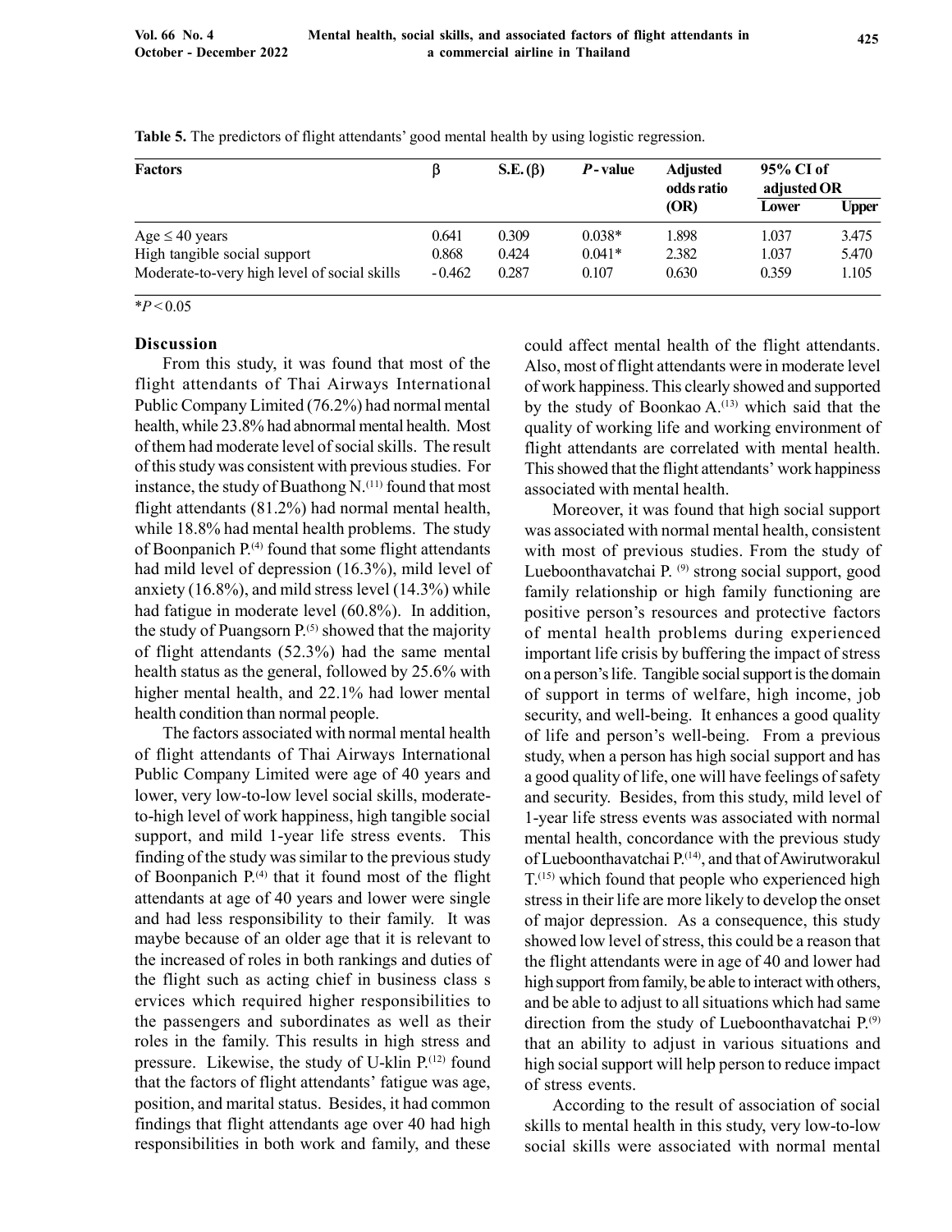**Table 5.** The predictors of flight attendants' good mental health by using logistic regression.

| Factors | β | S.E. (β) | *P* - value | Adjusted odds ratio (OR) | 95% CI of adjusted OR | |
|---|---|---|---|---|---|---|
| | | | | | Lower | Upper |
| Age ≤ 40 years | 0.641 | 0.309 | 0.038* | 1.898 | 1.037 | 3.475 |
| High tangible social support | 0.868 | 0.424 | 0.041* | 2.382 | 1.037 | 5.470 |
| Moderate-to-very high level of social skills | -0.462 | 0.287 | 0.107 | 0.630 | 0.359 | 1.105 |

*$P < 0.05$

## Discussion

From this study, it was found that most of the flight attendants of Thai Airways International Public Company Limited (76.2%) had normal mental health, while 23.8% had abnormal mental health. Most of them had moderate level of social skills. The result of this study was consistent with previous studies. For instance, the study of Buathong N.[11] found that most flight attendants (81.2%) had normal mental health, while 18.8% had mental health problems. The study of Boonpanich P.[4] found that some flight attendants had mild level of depression (16.3%), mild level of anxiety (16.8%), and mild stress level (14.3%) while had fatigue in moderate level (60.8%). In addition, the study of Puangsorn P.[5] showed that the majority of flight attendants (52.3%) had the same mental health status as the general, followed by 25.6% with higher mental health, and 22.1% had lower mental health condition than normal people.

The factors associated with normal mental health of flight attendants of Thai Airways International Public Company Limited were age of 40 years and lower, very low-to-low level social skills, moderate-to-high level of work happiness, high tangible social support, and mild 1-year life stress events. This finding of the study was similar to the previous study of Boonpanich P.[4] that it found most of the flight attendants at age of 40 years and lower were single and had less responsibility to their family. It was maybe because of an older age that it is relevant to the increased of roles in both rankings and duties of the flight such as acting chief in business class s ervices which required higher responsibilities to the passengers and subordinates as well as their roles in the family. This results in high stress and pressure. Likewise, the study of U-klin P.[12] found that the factors of flight attendants' fatigue was age, position, and marital status. Besides, it had common findings that flight attendants age over 40 had high responsibilities in both work and family, and these could affect mental health of the flight attendants. Also, most of flight attendants were in moderate level of work happiness. This clearly showed and supported by the study of Boonkao A.[13] which said that the quality of working life and working environment of flight attendants are correlated with mental health. This showed that the flight attendants' work happiness associated with mental health.

Moreover, it was found that high social support was associated with normal mental health, consistent with most of previous studies. From the study of Lueboonthavatchai P. [9] strong social support, good family relationship or high family functioning are positive person's resources and protective factors of mental health problems during experienced important life crisis by buffering the impact of stress on a person's life. Tangible social support is the domain of support in terms of welfare, high income, job security, and well-being. It enhances a good quality of life and person's well-being. From a previous study, when a person has high social support and has a good quality of life, one will have feelings of safety and security. Besides, from this study, mild level of 1-year life stress events was associated with normal mental health, concordance with the previous study of Lueboonthavatchai P.[14], and that of Awirutworakul T.[15] which found that people who experienced high stress in their life are more likely to develop the onset of major depression. As a consequence, this study showed low level of stress, this could be a reason that the flight attendants were in age of 40 and lower had high support from family, be able to interact with others, and be able to adjust to all situations which had same direction from the study of Lueboonthavatchai P.[9] that an ability to adjust in various situations and high social support will help person to reduce impact of stress events.

According to the result of association of social skills to mental health in this study, very low-to-low social skills were associated with normal mental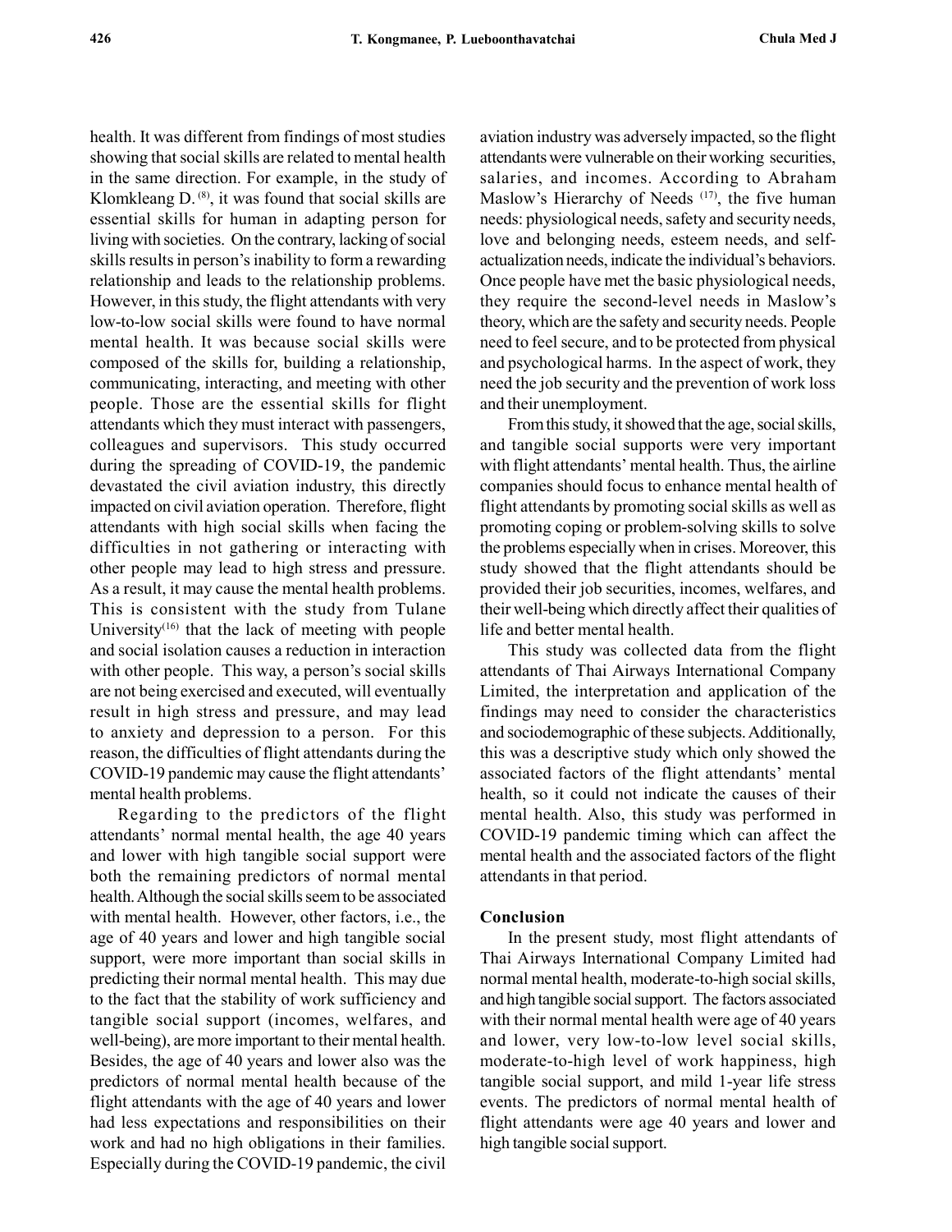health. It was different from findings of most studies showing that social skills are related to mental health in the same direction. For example, in the study of Klomkleang D. [8], it was found that social skills are essential skills for human in adapting person for living with societies. On the contrary, lacking of social skills results in person's inability to form a rewarding relationship and leads to the relationship problems. However, in this study, the flight attendants with very low-to-low social skills were found to have normal mental health. It was because social skills were composed of the skills for, building a relationship, communicating, interacting, and meeting with other people. Those are the essential skills for flight attendants which they must interact with passengers, colleagues and supervisors. This study occurred during the spreading of COVID-19, the pandemic devastated the civil aviation industry, this directly impacted on civil aviation operation. Therefore, flight attendants with high social skills when facing the difficulties in not gathering or interacting with other people may lead to high stress and pressure. As a result, it may cause the mental health problems. This is consistent with the study from Tulane University[16] that the lack of meeting with people and social isolation causes a reduction in interaction with other people. This way, a person's social skills are not being exercised and executed, will eventually result in high stress and pressure, and may lead to anxiety and depression to a person. For this reason, the difficulties of flight attendants during the COVID-19 pandemic may cause the flight attendants' mental health problems.

Regarding to the predictors of the flight attendants' normal mental health, the age 40 years and lower with high tangible social support were both the remaining predictors of normal mental health. Although the social skills seem to be associated with mental health. However, other factors, i.e., the age of 40 years and lower and high tangible social support, were more important than social skills in predicting their normal mental health. This may due to the fact that the stability of work sufficiency and tangible social support (incomes, welfares, and well-being), are more important to their mental health. Besides, the age of 40 years and lower also was the predictors of normal mental health because of the flight attendants with the age of 40 years and lower had less expectations and responsibilities on their work and had no high obligations in their families. Especially during the COVID-19 pandemic, the civil aviation industry was adversely impacted, so the flight attendants were vulnerable on their working securities, salaries, and incomes. According to Abraham Maslow's Hierarchy of Needs [17], the five human needs: physiological needs, safety and security needs, love and belonging needs, esteem needs, and self-actualization needs, indicate the individual's behaviors. Once people have met the basic physiological needs, they require the second-level needs in Maslow's theory, which are the safety and security needs. People need to feel secure, and to be protected from physical and psychological harms. In the aspect of work, they need the job security and the prevention of work loss and their unemployment.

From this study, it showed that the age, social skills, and tangible social supports were very important with flight attendants' mental health. Thus, the airline companies should focus to enhance mental health of flight attendants by promoting social skills as well as promoting coping or problem-solving skills to solve the problems especially when in crises. Moreover, this study showed that the flight attendants should be provided their job securities, incomes, welfares, and their well-being which directly affect their qualities of life and better mental health.

This study was collected data from the flight attendants of Thai Airways International Company Limited, the interpretation and application of the findings may need to consider the characteristics and sociodemographic of these subjects. Additionally, this was a descriptive study which only showed the associated factors of the flight attendants' mental health, so it could not indicate the causes of their mental health. Also, this study was performed in COVID-19 pandemic timing which can affect the mental health and the associated factors of the flight attendants in that period.

## Conclusion

In the present study, most flight attendants of Thai Airways International Company Limited had normal mental health, moderate-to-high social skills, and high tangible social support. The factors associated with their normal mental health were age of 40 years and lower, very low-to-low level social skills, moderate-to-high level of work happiness, high tangible social support, and mild 1-year life stress events. The predictors of normal mental health of flight attendants were age 40 years and lower and high tangible social support.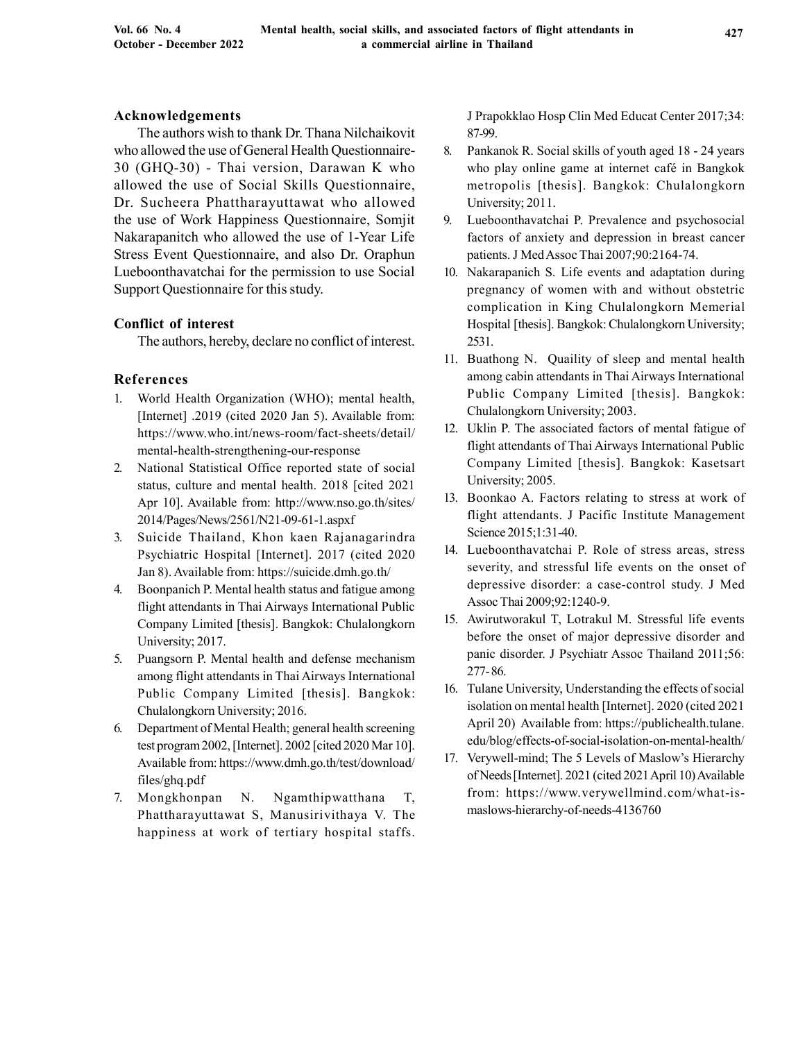## Acknowledgements

The authors wish to thank Dr. Thana Nilchaikovit who allowed the use of General Health Questionnaire-30 (GHQ-30) - Thai version, Darawan K who allowed the use of Social Skills Questionnaire, Dr. Sucheera Phattharayuttawat who allowed the use of Work Happiness Questionnaire, Somjit Nakarapanitch who allowed the use of 1-Year Life Stress Event Questionnaire, and also Dr. Oraphun Lueboonthavatchai for the permission to use Social Support Questionnaire for this study.

## Conflict of interest

The authors, hereby, declare no conflict of interest.

## References

1. World Health Organization (WHO); mental health, [Internet] .2019 (cited 2020 Jan 5). Available from: https://www.who.int/news-room/fact-sheets/detail/mental-health-strengthening-our-response
2. National Statistical Office reported state of social status, culture and mental health. 2018 [cited 2021 Apr 10]. Available from: http://www.nso.go.th/sites/2014/Pages/News/2561/N21-09-61-1.aspxf
3. Suicide Thailand, Khon kaen Rajanagarindra Psychiatric Hospital [Internet]. 2017 (cited 2020 Jan 8). Available from: https://suicide.dmh.go.th/
4. Boonpanich P. Mental health status and fatigue among flight attendants in Thai Airways International Public Company Limited [thesis]. Bangkok: Chulalongkorn University; 2017.
5. Puangsorn P. Mental health and defense mechanism among flight attendants in Thai Airways International Public Company Limited [thesis]. Bangkok: Chulalongkorn University; 2016.
6. Department of Mental Health; general health screening test program 2002, [Internet]. 2002 [cited 2020 Mar 10]. Available from: https://www.dmh.go.th/test/download/files/ghq.pdf
7. Mongkhonpan N. Ngamthipwatthana T, Phattharayuttawat S, Manusirivithaya V. The happiness at work of tertiary hospital staffs. J Prapokklao Hosp Clin Med Educat Center 2017;34: 87-99.
8. Pankanok R. Social skills of youth aged 18 - 24 years who play online game at internet café in Bangkok metropolis [thesis]. Bangkok: Chulalongkorn University; 2011.
9. Lueboonthavatchai P. Prevalence and psychosocial factors of anxiety and depression in breast cancer patients. J Med Assoc Thai 2007;90:2164-74.
10. Nakarapanich S. Life events and adaptation during pregnancy of women with and without obstetric complication in King Chulalongkorn Memerial Hospital [thesis]. Bangkok: Chulalongkorn University; 2531.
11. Buathong N. Quaility of sleep and mental health among cabin attendants in Thai Airways International Public Company Limited [thesis]. Bangkok: Chulalongkorn University; 2003.
12. Uklin P. The associated factors of mental fatigue of flight attendants of Thai Airways International Public Company Limited [thesis]. Bangkok: Kasetsart University; 2005.
13. Boonkao A. Factors relating to stress at work of flight attendants. J Pacific Institute Management Science 2015;1:31-40.
14. Lueboonthavatchai P. Role of stress areas, stress severity, and stressful life events on the onset of depressive disorder: a case-control study. J Med Assoc Thai 2009;92:1240-9.
15. Awirutworakul T, Lotrakul M. Stressful life events before the onset of major depressive disorder and panic disorder. J Psychiatr Assoc Thailand 2011;56: 277-86.
16. Tulane University, Understanding the effects of social isolation on mental health [Internet]. 2020 (cited 2021 April 20) Available from: https://publichealth.tulane.edu/blog/effects-of-social-isolation-on-mental-health/
17. Verywell-mind; The 5 Levels of Maslow's Hierarchy of Needs [Internet]. 2021 (cited 2021 April 10) Available from: https://www.verywellmind.com/what-is-maslows-hierarchy-of-needs-4136760